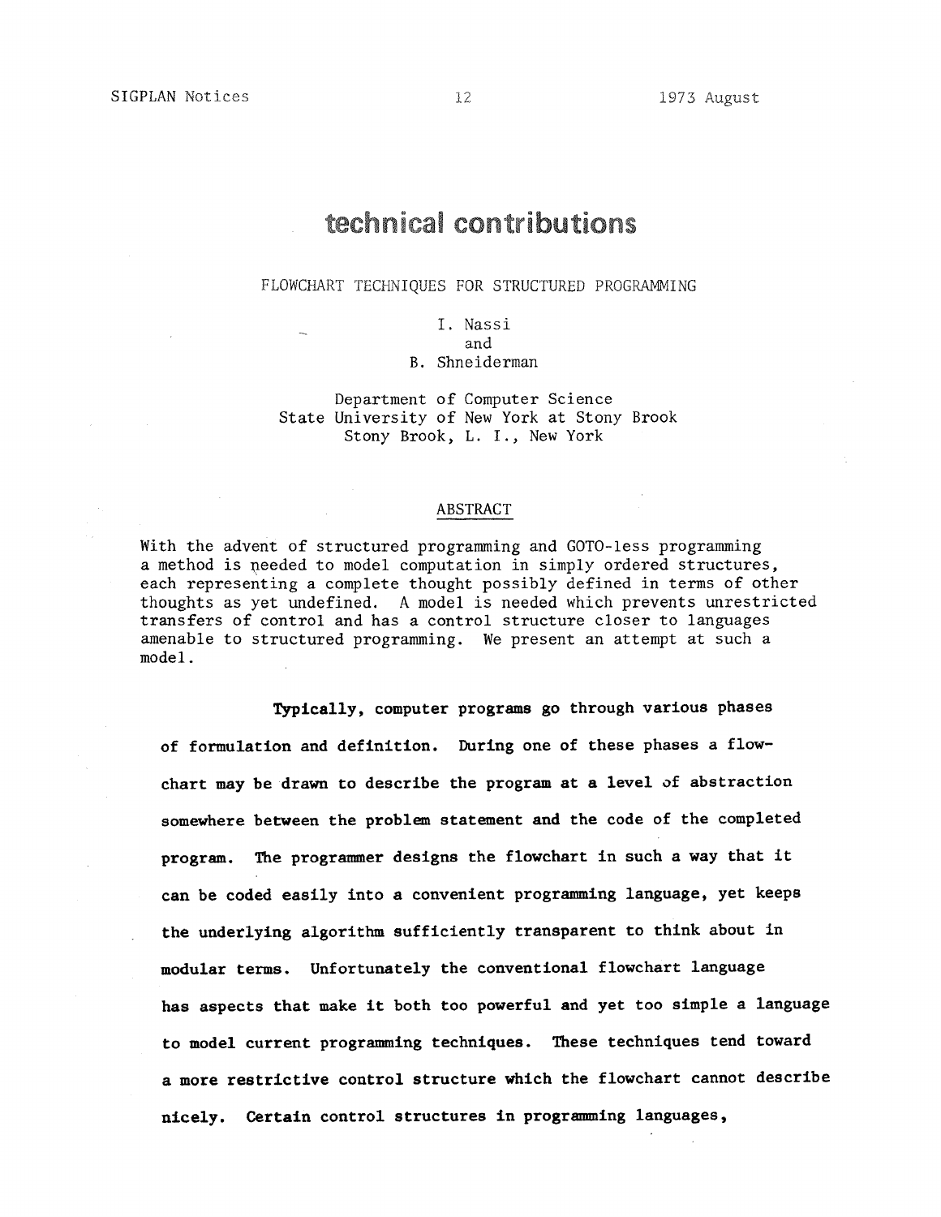# technical contributions

## FLOWCHART TECHNIQUES FOR STRUCTURED PROGRAMMING

I. Nassi
and
B. Shneiderman

Department of Computer Science
State University of New York at Stony Brook
Stony Brook, L. I., New York

### ABSTRACT

With the advent of structured programming and GOTO-less programming a method is needed to model computation in simply ordered structures, each representing a complete thought possibly defined in terms of other thoughts as yet undefined. A model is needed which prevents unrestricted transfers of control and has a control structure closer to languages amenable to structured programming. We present an attempt at such a model.

Typically, computer programs go through various phases of formulation and definition. During one of these phases a flowchart may be drawn to describe the program at a level of abstraction somewhere between the problem statement and the code of the completed program. The programmer designs the flowchart in such a way that it can be coded easily into a convenient programming language, yet keeps the underlying algorithm sufficiently transparent to think about in modular terms. Unfortunately the conventional flowchart language has aspects that make it both too powerful and yet too simple a language to model current programming techniques. These techniques tend toward a more restrictive control structure which the flowchart cannot describe nicely. Certain control structures in programming languages,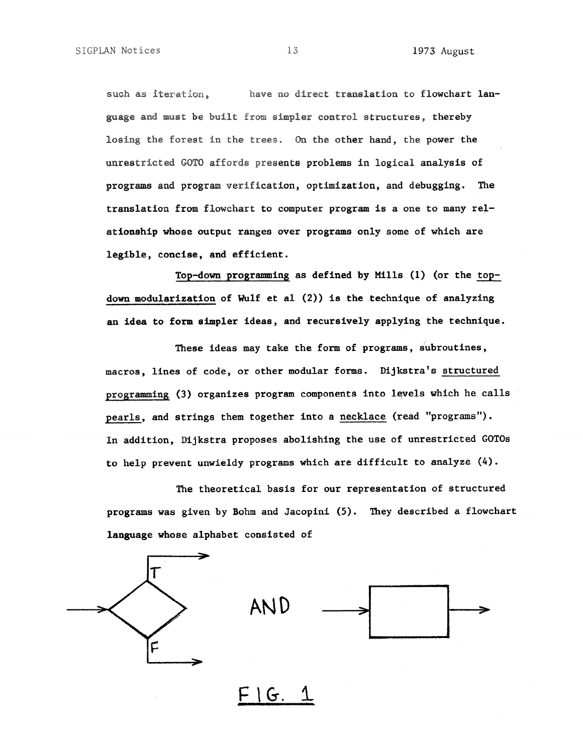such as iteration, have no direct translation to flowchart language and must be built from simpler control structures, thereby losing the forest in the trees. On the other hand, the power the unrestricted GOTO affords presents problems in logical analysis of programs and program verification, optimization, and debugging. The translation from flowchart to computer program is a one to many relationship whose output ranges over programs only some of which are legible, concise, and efficient.

Top-down programming as defined by Mills (1) (or the top-down modularization of Wulf et al (2)) is the technique of analyzing an idea to form simpler ideas, and recursively applying the technique.

These ideas may take the form of programs, subroutines, macros, lines of code, or other modular forms. Dijkstra's structured programming (3) organizes program components into levels which he calls pearls, and strings them together into a necklace (read "programs"). In addition, Dijkstra proposes abolishing the use of unrestricted GOTOs to help prevent unwieldy programs which are difficult to analyze (4).

The theoretical basis for our representation of structured programs was given by Bohm and Jacopini (5). They described a flowchart language whose alphabet consisted of

T

F

AND

FIG. 1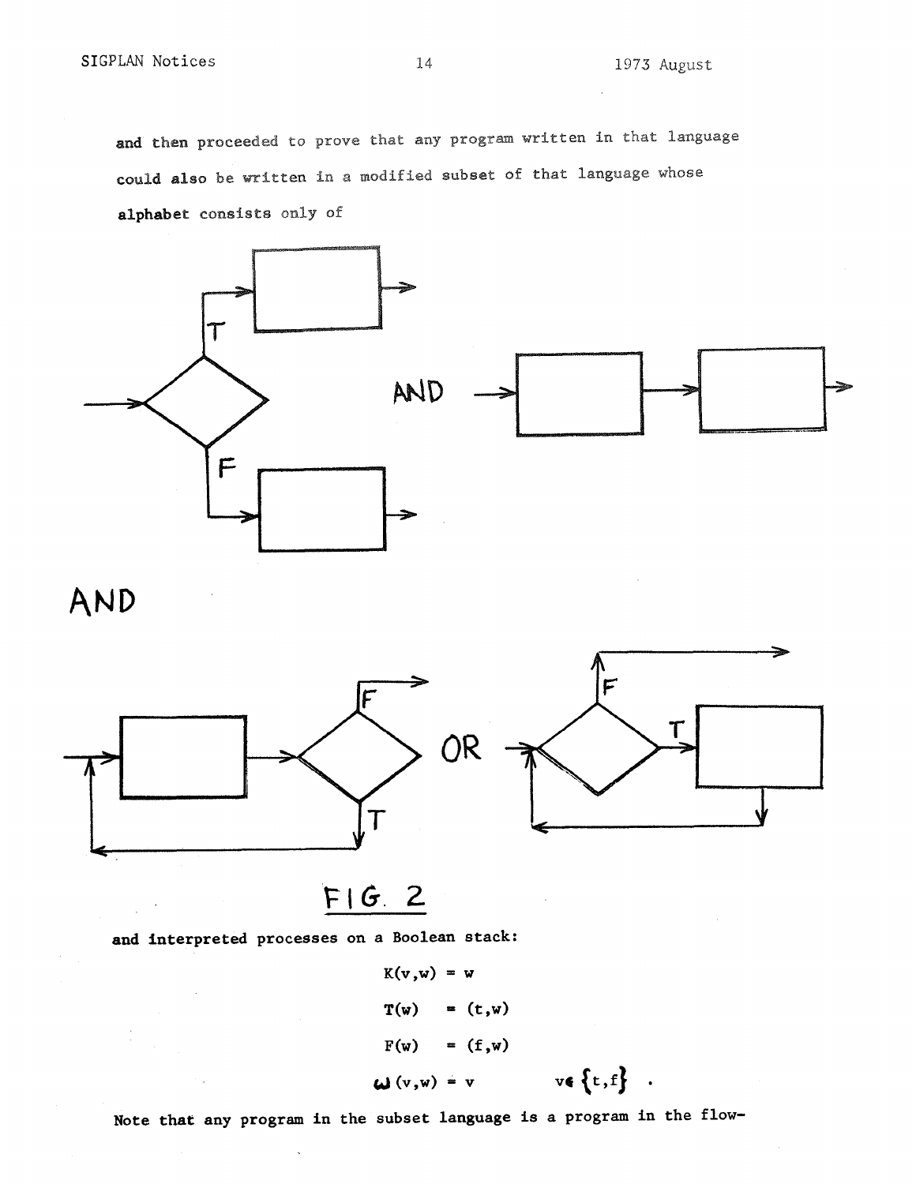and then proceeded to prove that any program written in that language could also be written in a modified subset of that language whose alphabet consists only of

AND

FIG. 2

and interpreted processes on a Boolean stack:

$$K(v,w) = w$$

$$T(w) = (t,w)$$

$$F(w) = (f,w)$$

$$\omega(v,w) = v \qquad v \in \{t,f\} .$$

Note that any program in the subset language is a program in the flow-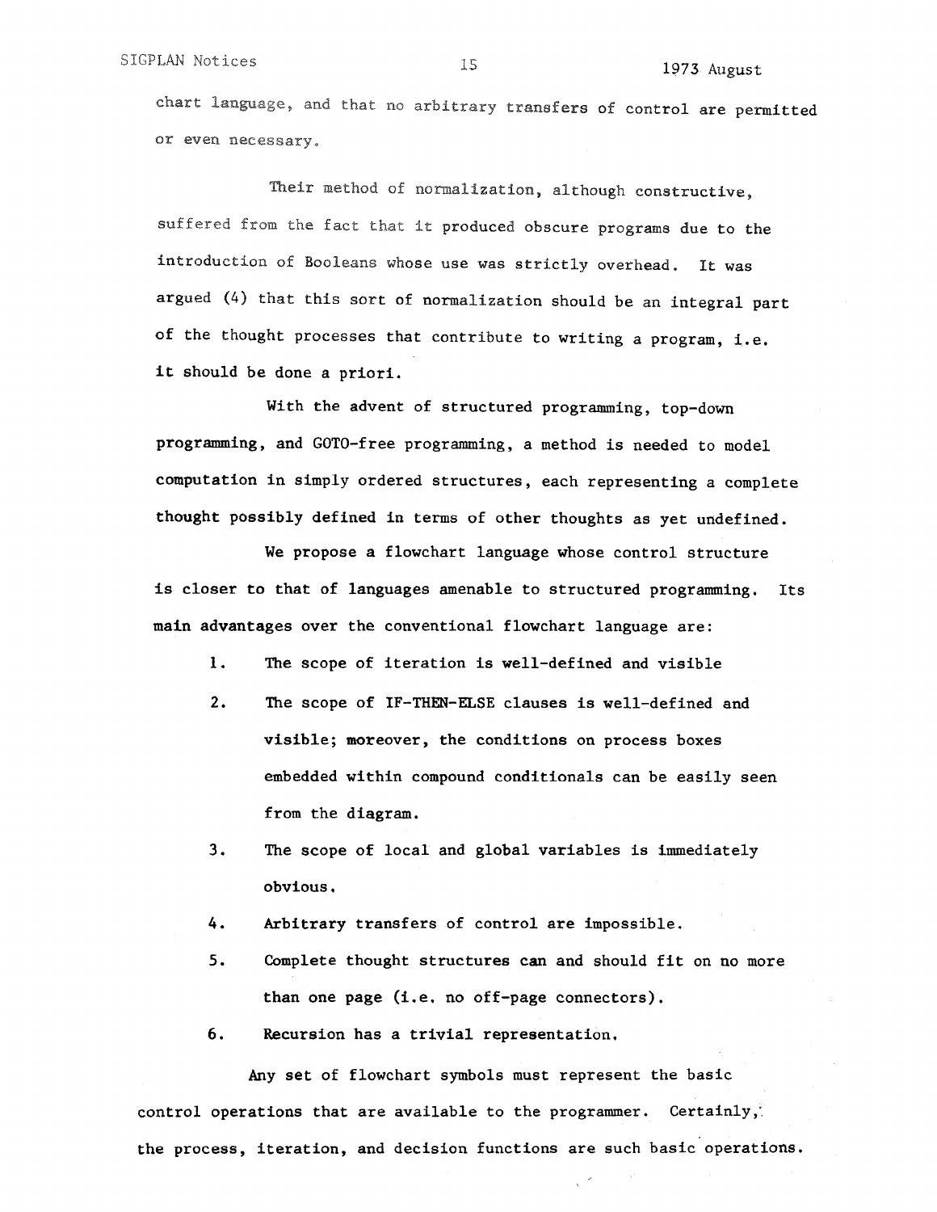chart language, and that no arbitrary transfers of control are permitted or even necessary.

Their method of normalization, although constructive, suffered from the fact that it produced obscure programs due to the introduction of Booleans whose use was strictly overhead. It was argued (4) that this sort of normalization should be an integral part of the thought processes that contribute to writing a program, i.e. it should be done a priori.

With the advent of structured programming, top-down programming, and GOTO-free programming, a method is needed to model computation in simply ordered structures, each representing a complete thought possibly defined in terms of other thoughts as yet undefined.

We propose a flowchart language whose control structure is closer to that of languages amenable to structured programming. Its main advantages over the conventional flowchart language are:

1. The scope of iteration is well-defined and visible
2. The scope of IF-THEN-ELSE clauses is well-defined and visible; moreover, the conditions on process boxes embedded within compound conditionals can be easily seen from the diagram.
3. The scope of local and global variables is immediately obvious.
4. Arbitrary transfers of control are impossible.
5. Complete thought structures can and should fit on no more than one page (i.e. no off-page connectors).
6. Recursion has a trivial representation.

Any set of flowchart symbols must represent the basic control operations that are available to the programmer. Certainly, the process, iteration, and decision functions are such basic operations.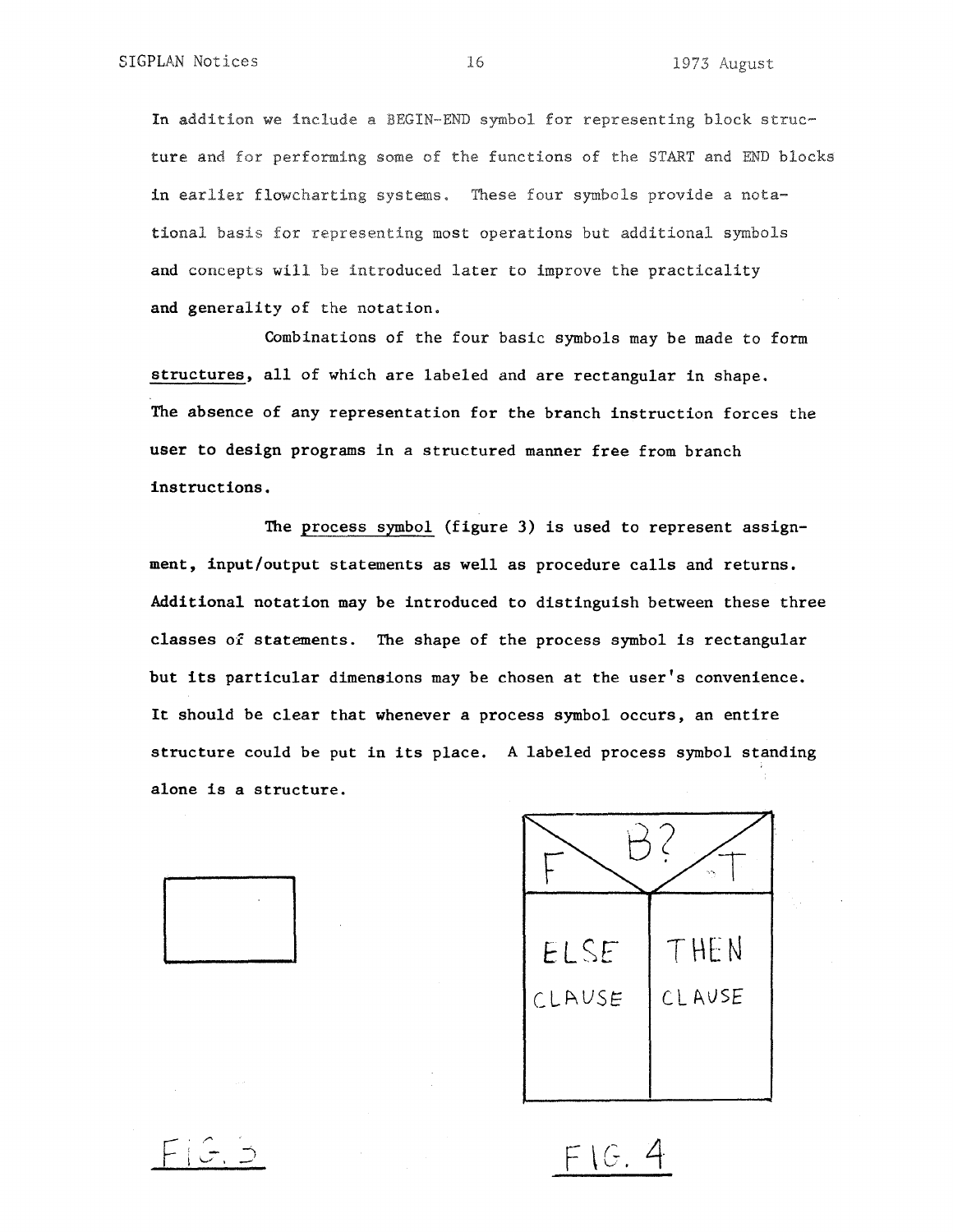In addition we include a BEGIN-END symbol for representing block structure and for performing some of the functions of the START and END blocks in earlier flowcharting systems. These four symbols provide a notational basis for representing most operations but additional symbols and concepts will be introduced later to improve the practicality and generality of the notation.

Combinations of the four basic symbols may be made to form structures, all of which are labeled and are rectangular in shape. The absence of any representation for the branch instruction forces the user to design programs in a structured manner free from branch instructions.

The process symbol (figure 3) is used to represent assignment, input/output statements as well as procedure calls and returns. Additional notation may be introduced to distinguish between these three classes of statements. The shape of the process symbol is rectangular but its particular dimensions may be chosen at the user's convenience. It should be clear that whenever a process symbol occurs, an entire structure could be put in its place. A labeled process symbol standing alone is a structure.

FIG. 3

FIG. 4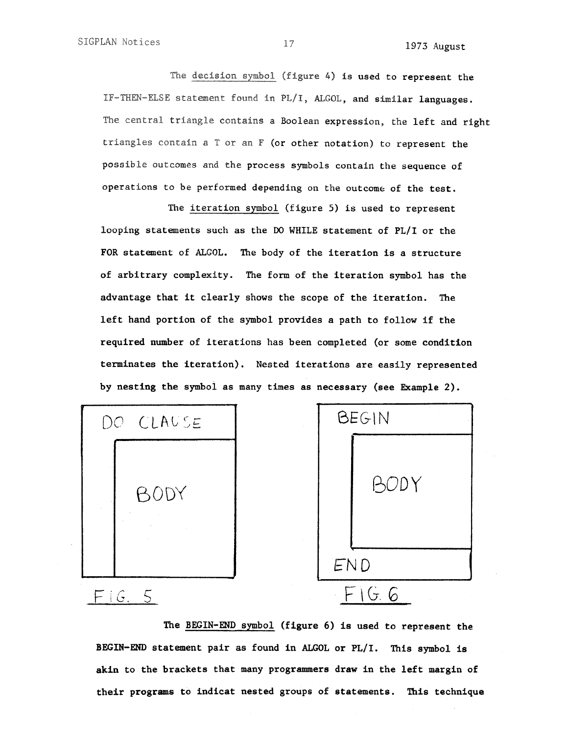The <u>decision symbol</u> (figure 4) is used to represent the IF-THEN-ELSE statement found in PL/I, ALGOL, and similar languages. The central triangle contains a Boolean expression, the left and right triangles contain a T or an F (or other notation) to represent the possible outcomes and the process symbols contain the sequence of operations to be performed depending on the outcome of the test.

The <u>iteration symbol</u> (figure 5) is used to represent looping statements such as the DO WHILE statement of PL/I or the FOR statement of ALGOL. The body of the iteration is a structure of arbitrary complexity. The form of the iteration symbol has the advantage that it clearly shows the scope of the iteration. The left hand portion of the symbol provides a path to follow if the required number of iterations has been completed (or some condition terminates the iteration). Nested iterations are easily represented by nesting the symbol as many times as necessary (see Example 2).

DO CLAUSE

BODY

FIG. 5

BEGIN

BODY

END

FIG. 6

The <u>BEGIN-END symbol</u> (figure 6) is used to represent the BEGIN-END statement pair as found in ALGOL or PL/I. This symbol is akin to the brackets that many programmers draw in the left margin of their programs to indicat nested groups of statements. This technique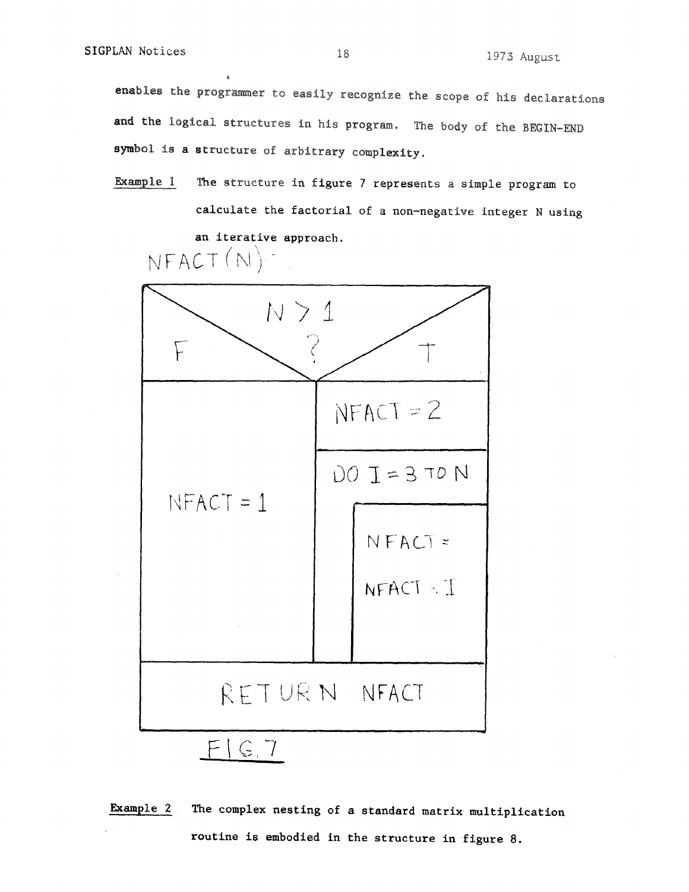enables the programmer to easily recognize the scope of his declarations and the logical structures in his program. The body of the BEGIN-END symbol is a structure of arbitrary complexity.

Example 1 The structure in figure 7 represents a simple program to calculate the factorial of a non-negative integer N using an iterative approach.

NFACT(N):

| N > 1 ? | |
|---|---|
| F | T |
| NFACT = 1 | NFACT = 2 |
| | DO I = 3 TO N |
| | NFACT = NFACT * I |
| RETURN NFACT | |

FIG. 7

Example 2 The complex nesting of a standard matrix multiplication routine is embodied in the structure in figure 8.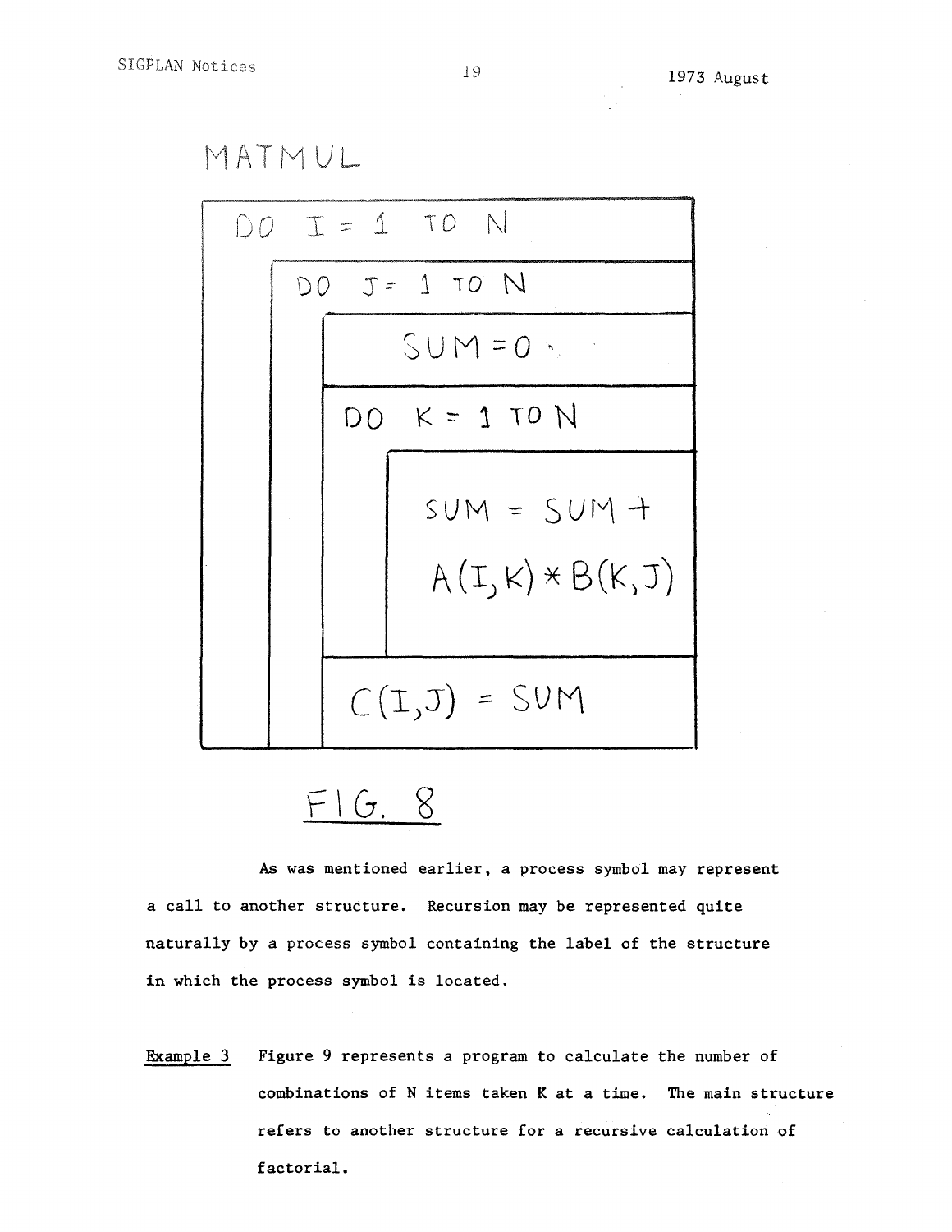MATMUL

```
DO I = 1 TO N
    DO J = 1 TO N
        SUM = 0
        DO K = 1 TO N
            SUM = SUM +
            A(I,K) * B(K,J)
        C(I,J) = SUM
```

FIG. 8

As was mentioned earlier, a process symbol may represent a call to another structure. Recursion may be represented quite naturally by a process symbol containing the label of the structure in which the process symbol is located.

**Example 3** Figure 9 represents a program to calculate the number of combinations of N items taken K at a time. The main structure refers to another structure for a recursive calculation of factorial.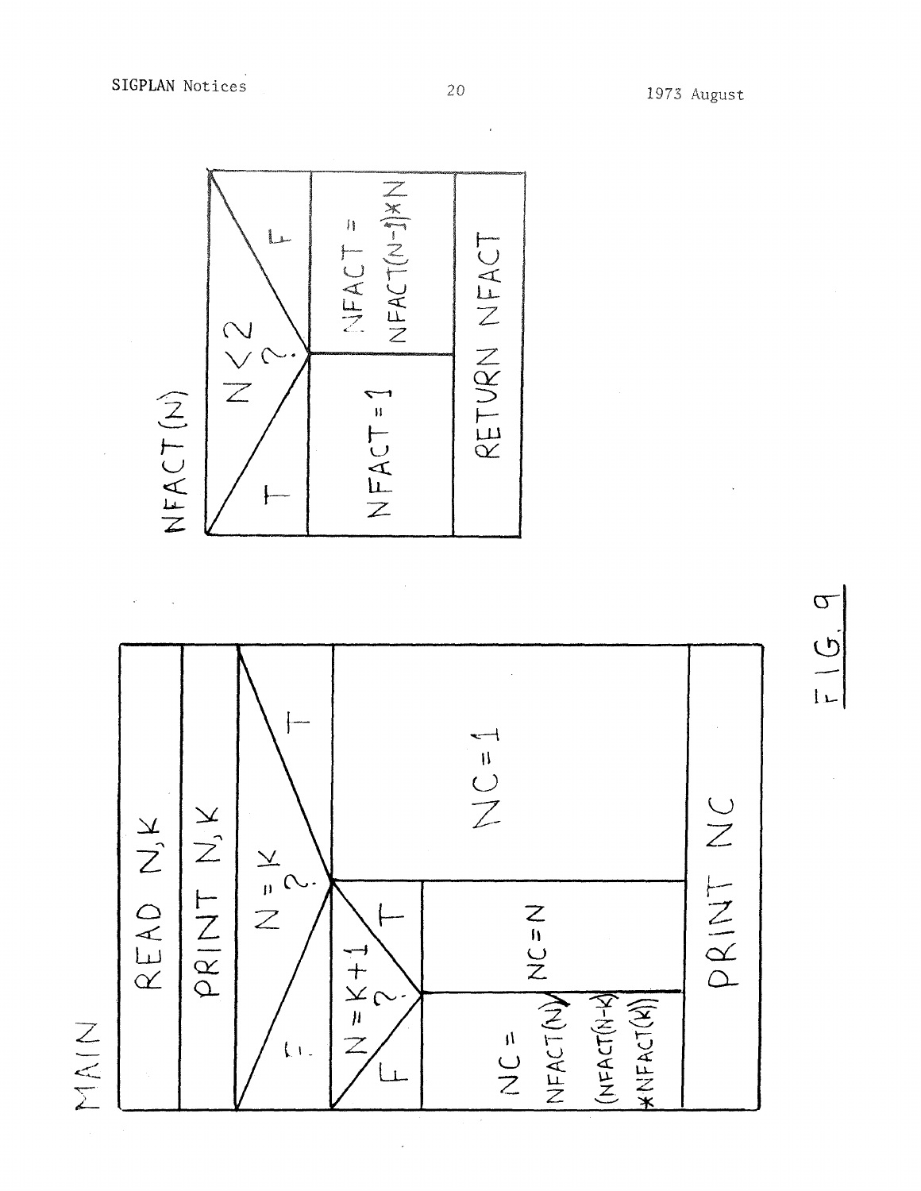**MAIN**

```
READ N,K
PRINT N,K
N = K ?
  T: NC = 1
  F: N = K+1 ?
       T: NC = N
       F: NC = NFACT(N)/(NFACT(N-K)*NFACT(K))
PRINT NC
```

**NFACT(N)**

```
N < 2 ?
  T: NFACT = 1
  F: NFACT = NFACT(N-1)*N
RETURN NFACT
```

FIG. 9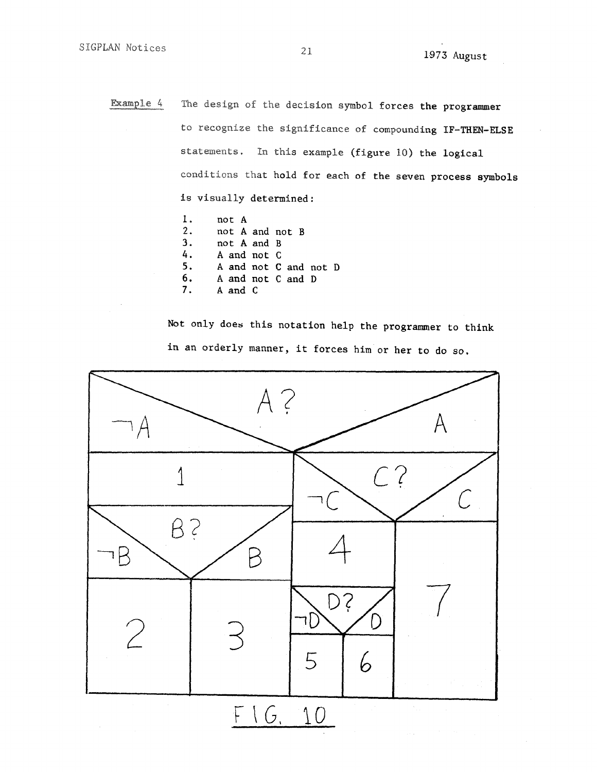Example 4  The design of the decision symbol forces the programmer to recognize the significance of compounding IF-THEN-ELSE statements. In this example (figure 10) the logical conditions that hold for each of the seven process symbols is visually determined:

1. not A
2. not A and not B
3. not A and B
4. A and not C
5. A and not C and not D
6. A and not C and D
7. A and C

Not only does this notation help the programmer to think in an orderly manner, it forces him or her to do so.

FIG. 10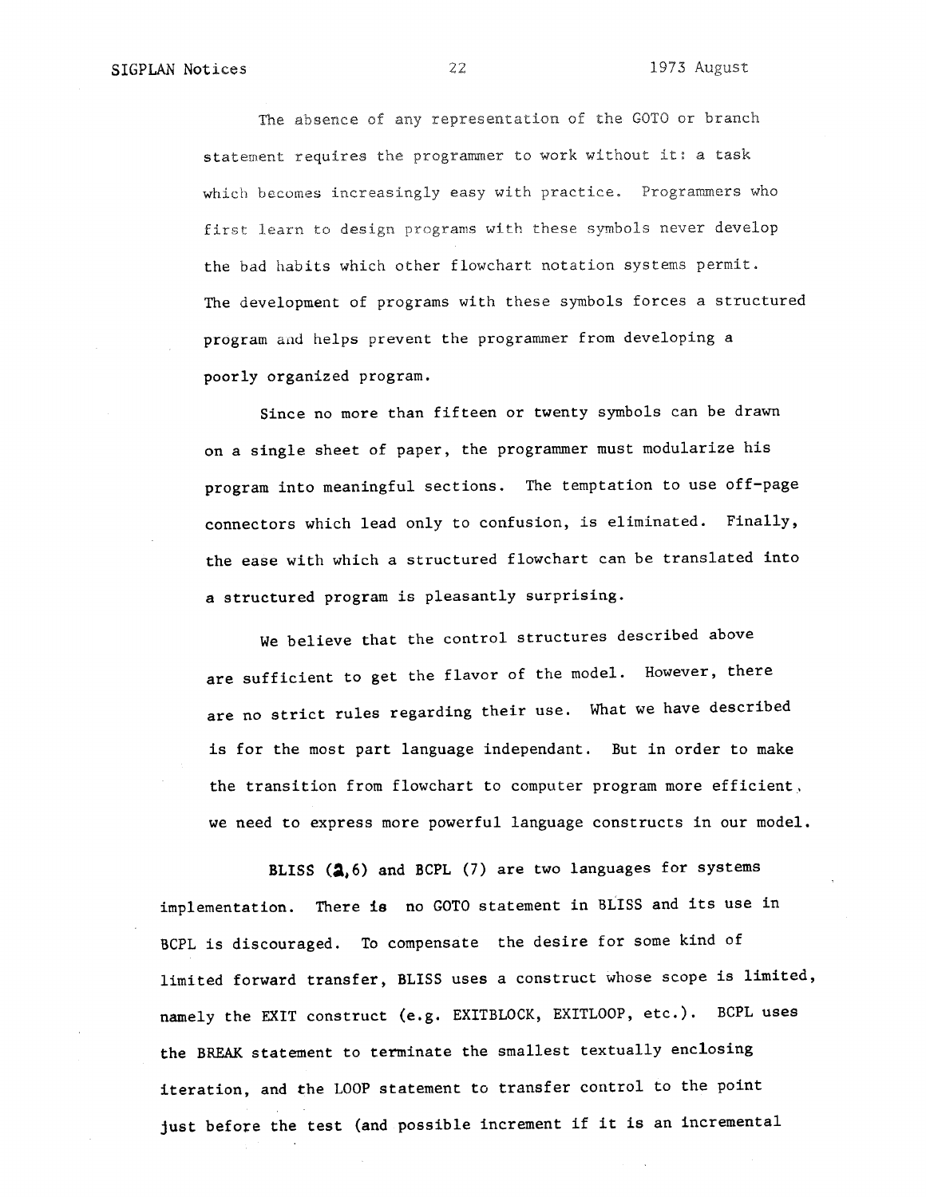The absence of any representation of the GOTO or branch statement requires the programmer to work without it: a task which becomes increasingly easy with practice. Programmers who first learn to design programs with these symbols never develop the bad habits which other flowchart notation systems permit. The development of programs with these symbols forces a structured program and helps prevent the programmer from developing a poorly organized program.

Since no more than fifteen or twenty symbols can be drawn on a single sheet of paper, the programmer must modularize his program into meaningful sections. The temptation to use off-page connectors which lead only to confusion, is eliminated. Finally, the ease with which a structured flowchart can be translated into a structured program is pleasantly surprising.

We believe that the control structures described above are sufficient to get the flavor of the model. However, there are no strict rules regarding their use. What we have described is for the most part language independant. But in order to make the transition from flowchart to computer program more efficient, we need to express more powerful language constructs in our model.

BLISS (2,6) and BCPL (7) are two languages for systems implementation. There is no GOTO statement in BLISS and its use in BCPL is discouraged. To compensate the desire for some kind of limited forward transfer, BLISS uses a construct whose scope is limited, namely the EXIT construct (e.g. EXITBLOCK, EXITLOOP, etc.). BCPL uses the BREAK statement to terminate the smallest textually enclosing iteration, and the LOOP statement to transfer control to the point just before the test (and possible increment if it is an incremental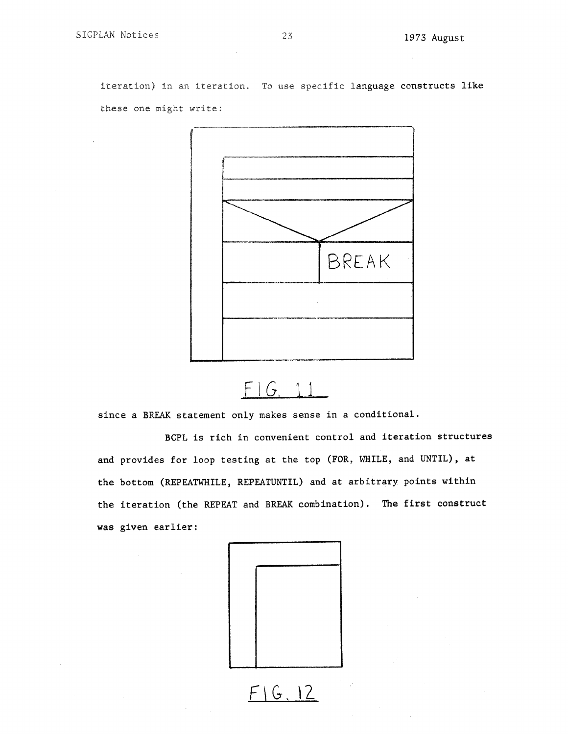iteration) in an iteration. To use specific language constructs like these one might write:

BREAK

FIG. 11

since a BREAK statement only makes sense in a conditional.

BCPL is rich in convenient control and iteration structures and provides for loop testing at the top (FOR, WHILE, and UNTIL), at the bottom (REPEATWHILE, REPEATUNTIL) and at arbitrary points within the iteration (the REPEAT and BREAK combination). The first construct was given earlier:

FIG. 12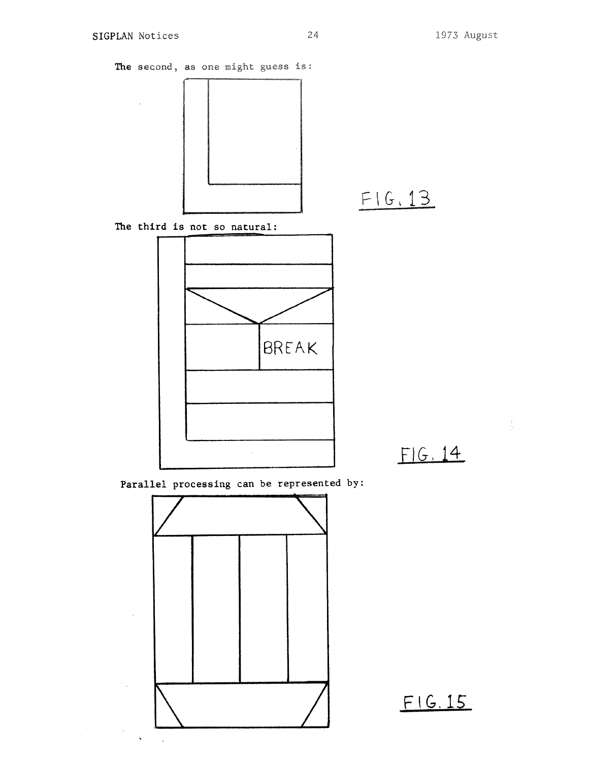The second, as one might guess is:

FIG. 13

The third is not so natural:

BREAK

FIG. 14

Parallel processing can be represented by:

FIG. 15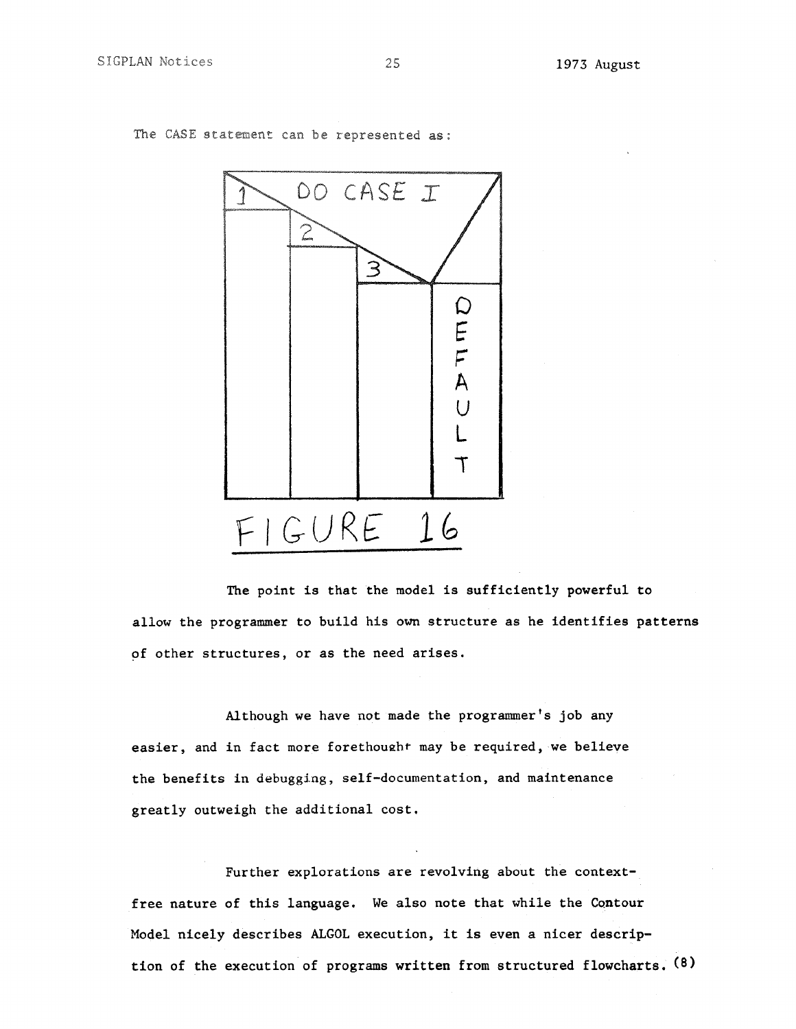The CASE statement can be represented as:

FIGURE 16

The point is that the model is sufficiently powerful to allow the programmer to build his own structure as he identifies patterns of other structures, or as the need arises.

Although we have not made the programmer's job any easier, and in fact more forethought may be required, we believe the benefits in debugging, self-documentation, and maintenance greatly outweigh the additional cost.

Further explorations are revolving about the context-free nature of this language. We also note that while the Contour Model nicely describes ALGOL execution, it is even a nicer description of the execution of programs written from structured flowcharts. (8)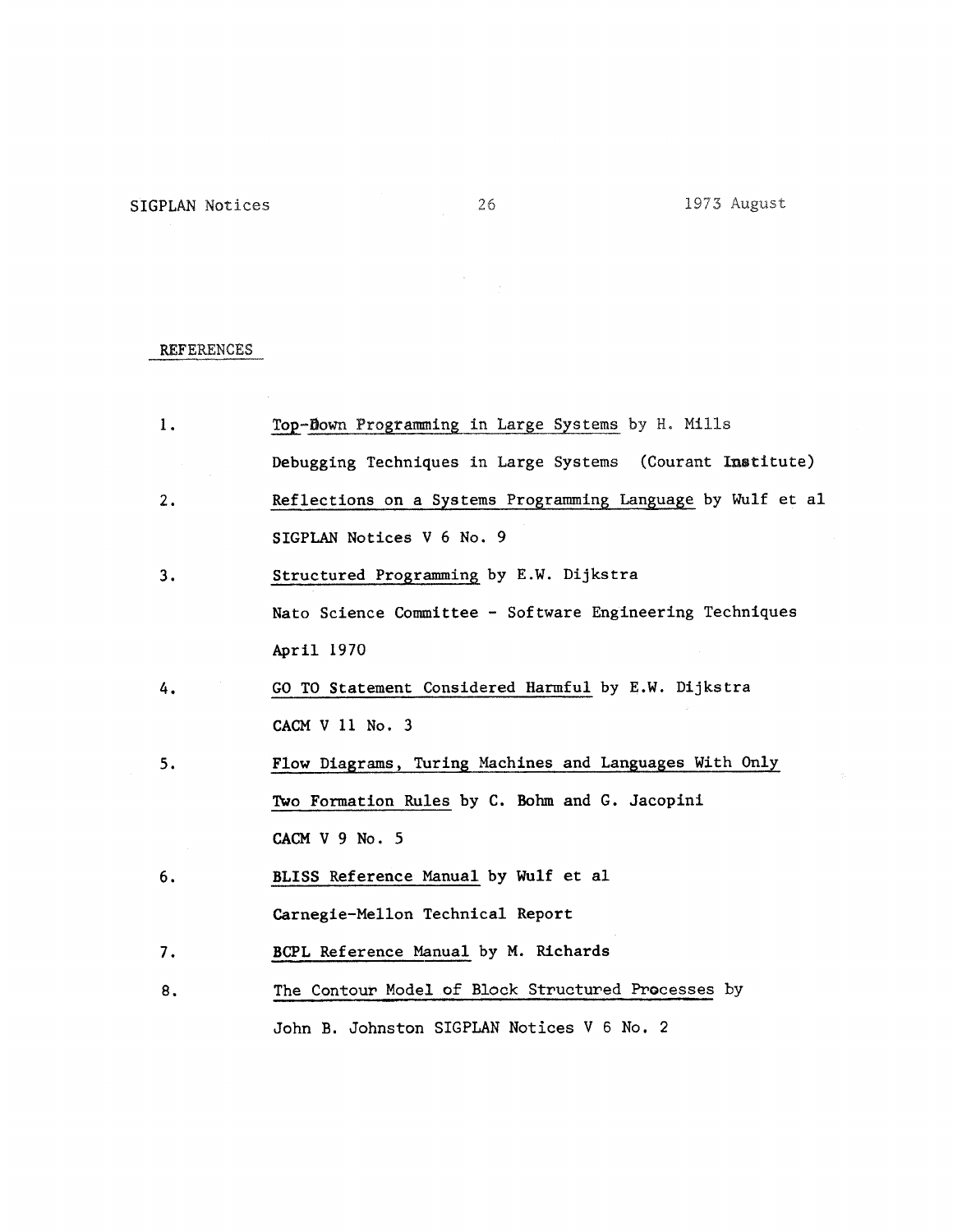## REFERENCES

1. Top-Down Programming in Large Systems by H. Mills
   Debugging Techniques in Large Systems (Courant Institute)
2. Reflections on a Systems Programming Language by Wulf et al
   SIGPLAN Notices V 6 No. 9
3. Structured Programming by E.W. Dijkstra
   Nato Science Committee - Software Engineering Techniques
   April 1970
4. GO TO Statement Considered Harmful by E.W. Dijkstra
   CACM V 11 No. 3
5. Flow Diagrams, Turing Machines and Languages With Only Two Formation Rules by C. Bohm and G. Jacopini
   CACM V 9 No. 5
6. BLISS Reference Manual by Wulf et al
   Carnegie-Mellon Technical Report
7. BCPL Reference Manual by M. Richards
8. The Contour Model of Block Structured Processes by
   John B. Johnston SIGPLAN Notices V 6 No. 2